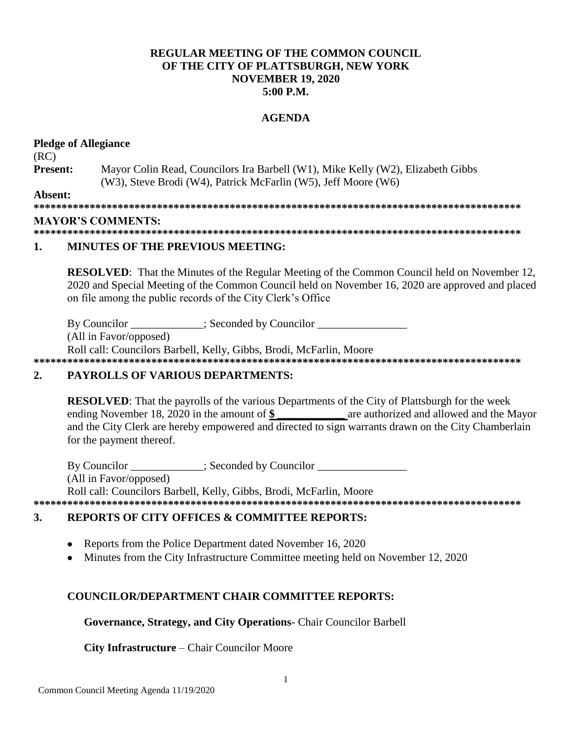**REGULAR MEETING OF THE COMMON COUNCIL**
**OF THE CITY OF PLATTSBURGH, NEW YORK**
**NOVEMBER 19, 2020**
**5:00 P.M.**

**AGENDA**

**Pledge of Allegiance**

(RC)

**Present:** Mayor Colin Read, Councilors Ira Barbell (W1), Mike Kelly (W2), Elizabeth Gibbs (W3), Steve Brodi (W4), Patrick McFarlin (W5), Jeff Moore (W6)

**Absent:**

*****************************************************************************************

**MAYOR'S COMMENTS:**

*****************************************************************************************

## 1. MINUTES OF THE PREVIOUS MEETING:

**RESOLVED**: That the Minutes of the Regular Meeting of the Common Council held on November 12, 2020 and Special Meeting of the Common Council held on November 16, 2020 are approved and placed on file among the public records of the City Clerk's Office

By Councilor _____________; Seconded by Councilor ________________

(All in Favor/opposed)

Roll call: Councilors Barbell, Kelly, Gibbs, Brodi, McFarlin, Moore

*****************************************************************************************

## 2. PAYROLLS OF VARIOUS DEPARTMENTS:

**RESOLVED**: That the payrolls of the various Departments of the City of Plattsburgh for the week ending November 18, 2020 in the amount of **$ ____________** are authorized and allowed and the Mayor and the City Clerk are hereby empowered and directed to sign warrants drawn on the City Chamberlain for the payment thereof.

By Councilor _____________; Seconded by Councilor ________________

(All in Favor/opposed)

Roll call: Councilors Barbell, Kelly, Gibbs, Brodi, McFarlin, Moore

*****************************************************************************************

## 3. REPORTS OF CITY OFFICES & COMMITTEE REPORTS:

- Reports from the Police Department dated November 16, 2020
- Minutes from the City Infrastructure Committee meeting held on November 12, 2020

**COUNCILOR/DEPARTMENT CHAIR COMMITTEE REPORTS:**

**Governance, Strategy, and City Operations**- Chair Councilor Barbell

**City Infrastructure** – Chair Councilor Moore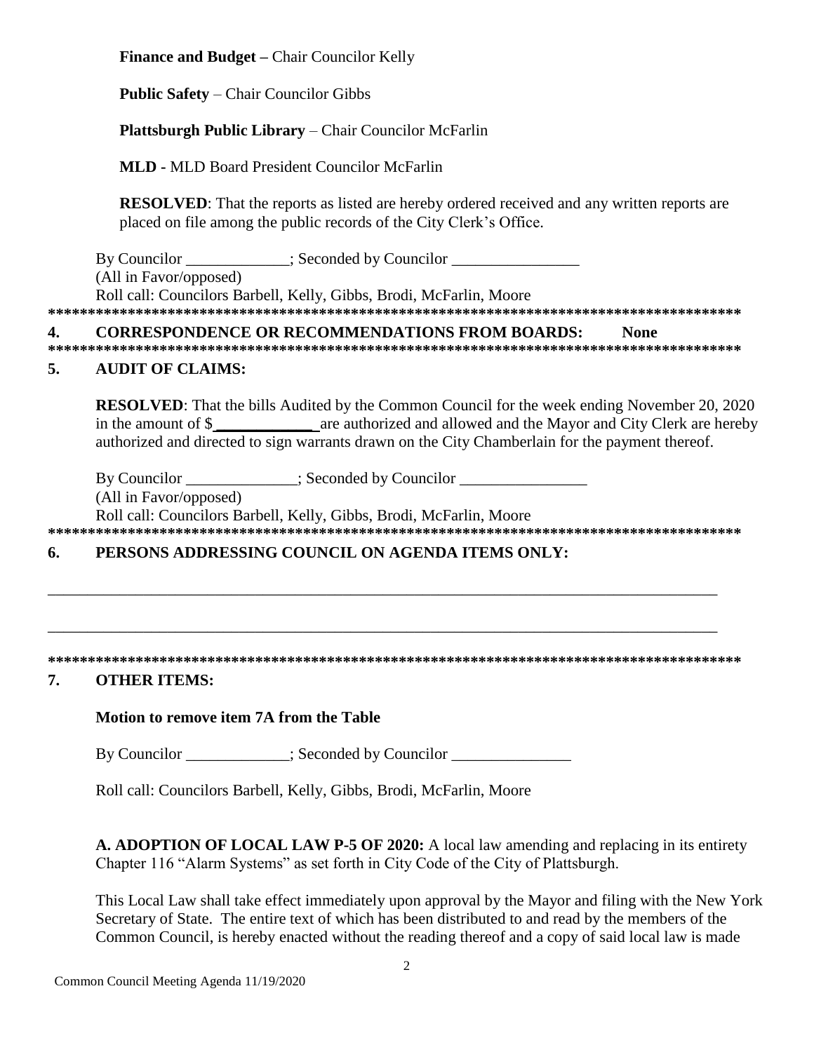**Finance and Budget –** Chair Councilor Kelly

**Public Safety** – Chair Councilor Gibbs

**Plattsburgh Public Library** – Chair Councilor McFarlin

**MLD -** MLD Board President Councilor McFarlin

**RESOLVED**: That the reports as listed are hereby ordered received and any written reports are placed on file among the public records of the City Clerk's Office.

By Councilor _____________; Seconded by Councilor ________________
(All in Favor/opposed)
Roll call: Councilors Barbell, Kelly, Gibbs, Brodi, McFarlin, Moore

******************************************************************************************

## 4. CORRESPONDENCE OR RECOMMENDATIONS FROM BOARDS: None

******************************************************************************************

## 5. AUDIT OF CLAIMS:

**RESOLVED**: That the bills Audited by the Common Council for the week ending November 20, 2020 in the amount of $____________ are authorized and allowed and the Mayor and City Clerk are hereby authorized and directed to sign warrants drawn on the City Chamberlain for the payment thereof.

By Councilor ______________; Seconded by Councilor ________________
(All in Favor/opposed)
Roll call: Councilors Barbell, Kelly, Gibbs, Brodi, McFarlin, Moore

******************************************************************************************

## 6. PERSONS ADDRESSING COUNCIL ON AGENDA ITEMS ONLY:

_____________________________________________________________________________________

_____________________________________________________________________________________

******************************************************************************************

## 7. OTHER ITEMS:

**Motion to remove item 7A from the Table**

By Councilor _____________; Seconded by Councilor _______________

Roll call: Councilors Barbell, Kelly, Gibbs, Brodi, McFarlin, Moore

**A. ADOPTION OF LOCAL LAW P-5 OF 2020:** A local law amending and replacing in its entirety Chapter 116 "Alarm Systems" as set forth in City Code of the City of Plattsburgh.

This Local Law shall take effect immediately upon approval by the Mayor and filing with the New York Secretary of State. The entire text of which has been distributed to and read by the members of the Common Council, is hereby enacted without the reading thereof and a copy of said local law is made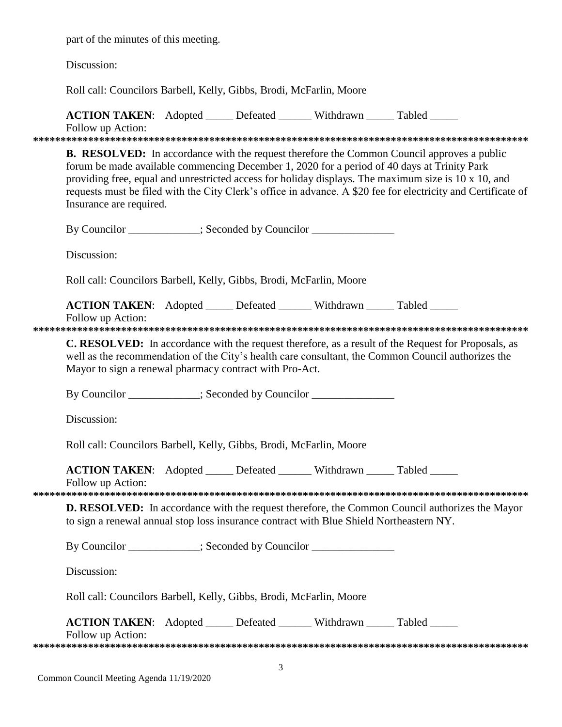part of the minutes of this meeting.

Discussion:

Roll call: Councilors Barbell, Kelly, Gibbs, Brodi, McFarlin, Moore

**ACTION TAKEN**: Adopted _____ Defeated ______ Withdrawn _____ Tabled _____
Follow up Action:

*******************************************************************************************

**B. RESOLVED:** In accordance with the request therefore the Common Council approves a public forum be made available commencing December 1, 2020 for a period of 40 days at Trinity Park providing free, equal and unrestricted access for holiday displays. The maximum size is 10 x 10, and requests must be filed with the City Clerk's office in advance. A $20 fee for electricity and Certificate of Insurance are required.

By Councilor _____________; Seconded by Councilor _______________

Discussion:

Roll call: Councilors Barbell, Kelly, Gibbs, Brodi, McFarlin, Moore

**ACTION TAKEN**: Adopted _____ Defeated ______ Withdrawn _____ Tabled _____
Follow up Action:

*******************************************************************************************

**C. RESOLVED:** In accordance with the request therefore, as a result of the Request for Proposals, as well as the recommendation of the City's health care consultant, the Common Council authorizes the Mayor to sign a renewal pharmacy contract with Pro-Act.

By Councilor _____________; Seconded by Councilor _______________

Discussion:

Roll call: Councilors Barbell, Kelly, Gibbs, Brodi, McFarlin, Moore

**ACTION TAKEN**: Adopted _____ Defeated ______ Withdrawn _____ Tabled _____
Follow up Action:

*******************************************************************************************

**D. RESOLVED:** In accordance with the request therefore, the Common Council authorizes the Mayor to sign a renewal annual stop loss insurance contract with Blue Shield Northeastern NY.

By Councilor _____________; Seconded by Councilor _______________

Discussion:

Roll call: Councilors Barbell, Kelly, Gibbs, Brodi, McFarlin, Moore

**ACTION TAKEN**: Adopted _____ Defeated ______ Withdrawn _____ Tabled _____
Follow up Action:

*******************************************************************************************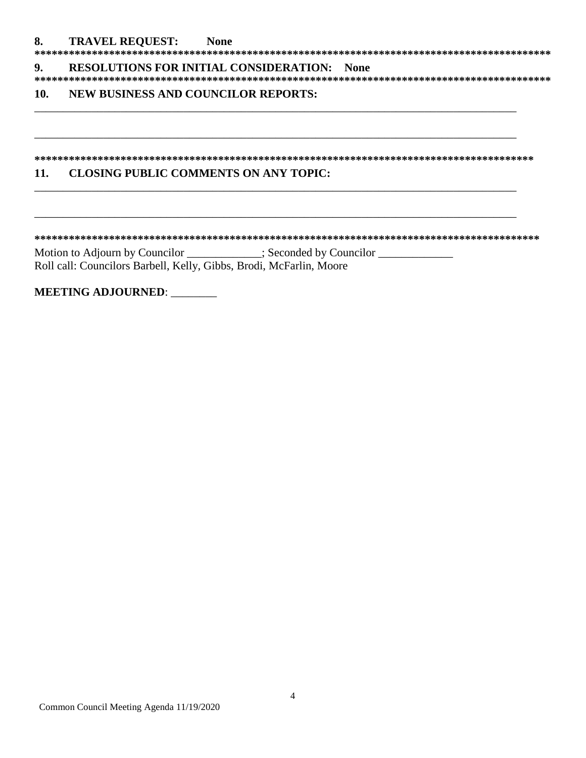**8. TRAVEL REQUEST: None**

**\*\*\*\*\*\*\*\*\*\*\*\*\*\*\*\*\*\*\*\*\*\*\*\*\*\*\*\*\*\*\*\*\*\*\*\*\*\*\*\*\*\*\*\*\*\*\*\*\*\*\*\*\*\*\*\*\*\*\*\*\*\*\*\*\*\*\*\*\*\*\*\*\*\*\*\*\*\*\*\*\*\*\*\*\*\*\*\*\*\*\*\*\***

**9. RESOLUTIONS FOR INITIAL CONSIDERATION: None**

**\*\*\*\*\*\*\*\*\*\*\*\*\*\*\*\*\*\*\*\*\*\*\*\*\*\*\*\*\*\*\*\*\*\*\*\*\*\*\*\*\*\*\*\*\*\*\*\*\*\*\*\*\*\*\*\*\*\*\*\*\*\*\*\*\*\*\*\*\*\*\*\*\*\*\*\*\*\*\*\*\*\*\*\*\*\*\*\*\*\*\*\*\***

**10. NEW BUSINESS AND COUNCILOR REPORTS:**

_____________________________________________________________________________________

_____________________________________________________________________________________

**\*\*\*\*\*\*\*\*\*\*\*\*\*\*\*\*\*\*\*\*\*\*\*\*\*\*\*\*\*\*\*\*\*\*\*\*\*\*\*\*\*\*\*\*\*\*\*\*\*\*\*\*\*\*\*\*\*\*\*\*\*\*\*\*\*\*\*\*\*\*\*\*\*\*\*\*\*\*\*\*\*\*\*\*\*\*\*\*\*\***

**11. CLOSING PUBLIC COMMENTS ON ANY TOPIC:**

_____________________________________________________________________________________

_____________________________________________________________________________________

**\*\*\*\*\*\*\*\*\*\*\*\*\*\*\*\*\*\*\*\*\*\*\*\*\*\*\*\*\*\*\*\*\*\*\*\*\*\*\*\*\*\*\*\*\*\*\*\*\*\*\*\*\*\*\*\*\*\*\*\*\*\*\*\*\*\*\*\*\*\*\*\*\*\*\*\*\*\*\*\*\*\*\*\*\*\*\*\*\*\*\*\***

Motion to Adjourn by Councilor _____________; Seconded by Councilor _____________
Roll call: Councilors Barbell, Kelly, Gibbs, Brodi, McFarlin, Moore

**MEETING ADJOURNED**: ________

Common Council Meeting Agenda 11/19/2020